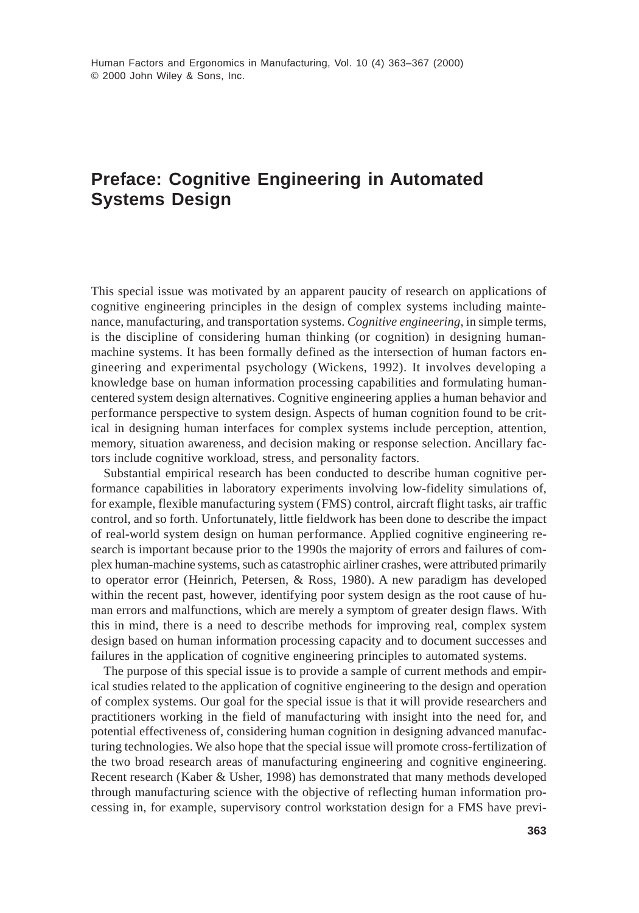# Preface: Cognitive Engineering in Automated Systems Design

This special issue was motivated by an apparent paucity of research on applications of cognitive engineering principles in the design of complex systems including maintenance, manufacturing, and transportation systems. *Cognitive engineering*, in simple terms, is the discipline of considering human thinking (or cognition) in designing human-machine systems. It has been formally defined as the intersection of human factors engineering and experimental psychology (Wickens, 1992). It involves developing a knowledge base on human information processing capabilities and formulating human-centered system design alternatives. Cognitive engineering applies a human behavior and performance perspective to system design. Aspects of human cognition found to be critical in designing human interfaces for complex systems include perception, attention, memory, situation awareness, and decision making or response selection. Ancillary factors include cognitive workload, stress, and personality factors.

Substantial empirical research has been conducted to describe human cognitive performance capabilities in laboratory experiments involving low-fidelity simulations of, for example, flexible manufacturing system (FMS) control, aircraft flight tasks, air traffic control, and so forth. Unfortunately, little fieldwork has been done to describe the impact of real-world system design on human performance. Applied cognitive engineering research is important because prior to the 1990s the majority of errors and failures of complex human-machine systems, such as catastrophic airliner crashes, were attributed primarily to operator error (Heinrich, Petersen, & Ross, 1980). A new paradigm has developed within the recent past, however, identifying poor system design as the root cause of human errors and malfunctions, which are merely a symptom of greater design flaws. With this in mind, there is a need to describe methods for improving real, complex system design based on human information processing capacity and to document successes and failures in the application of cognitive engineering principles to automated systems.

The purpose of this special issue is to provide a sample of current methods and empirical studies related to the application of cognitive engineering to the design and operation of complex systems. Our goal for the special issue is that it will provide researchers and practitioners working in the field of manufacturing with insight into the need for, and potential effectiveness of, considering human cognition in designing advanced manufacturing technologies. We also hope that the special issue will promote cross-fertilization of the two broad research areas of manufacturing engineering and cognitive engineering. Recent research (Kaber & Usher, 1998) has demonstrated that many methods developed through manufacturing science with the objective of reflecting human information processing in, for example, supervisory control workstation design for a FMS have previ-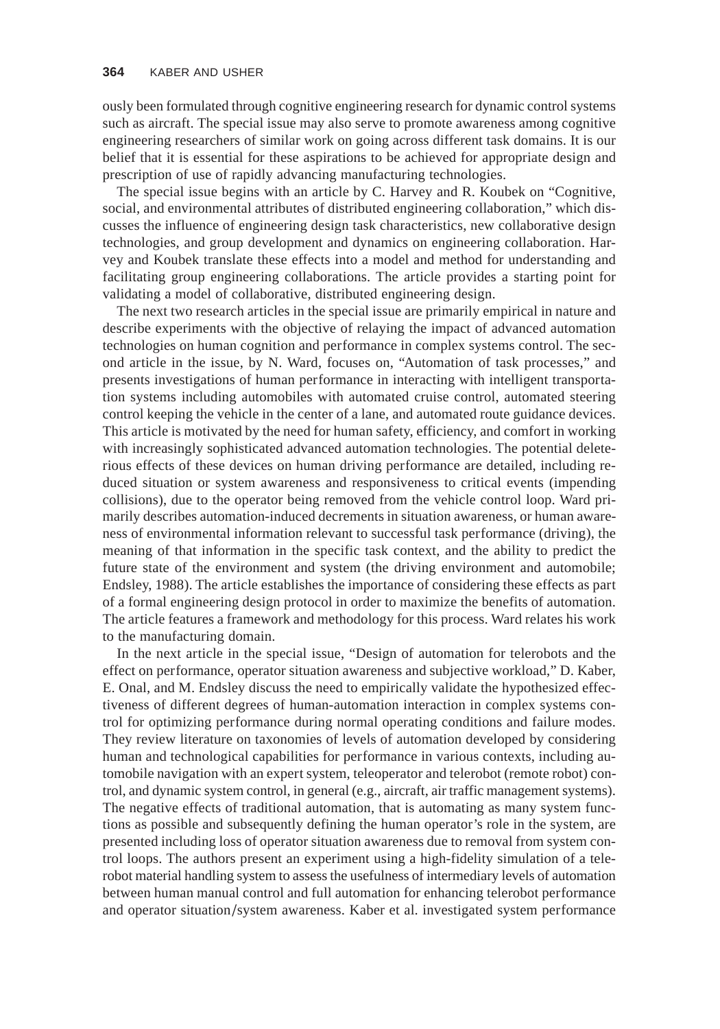ously been formulated through cognitive engineering research for dynamic control systems such as aircraft. The special issue may also serve to promote awareness among cognitive engineering researchers of similar work on going across different task domains. It is our belief that it is essential for these aspirations to be achieved for appropriate design and prescription of use of rapidly advancing manufacturing technologies.

The special issue begins with an article by C. Harvey and R. Koubek on "Cognitive, social, and environmental attributes of distributed engineering collaboration," which discusses the influence of engineering design task characteristics, new collaborative design technologies, and group development and dynamics on engineering collaboration. Harvey and Koubek translate these effects into a model and method for understanding and facilitating group engineering collaborations. The article provides a starting point for validating a model of collaborative, distributed engineering design.

The next two research articles in the special issue are primarily empirical in nature and describe experiments with the objective of relaying the impact of advanced automation technologies on human cognition and performance in complex systems control. The second article in the issue, by N. Ward, focuses on, "Automation of task processes," and presents investigations of human performance in interacting with intelligent transportation systems including automobiles with automated cruise control, automated steering control keeping the vehicle in the center of a lane, and automated route guidance devices. This article is motivated by the need for human safety, efficiency, and comfort in working with increasingly sophisticated advanced automation technologies. The potential deleterious effects of these devices on human driving performance are detailed, including reduced situation or system awareness and responsiveness to critical events (impending collisions), due to the operator being removed from the vehicle control loop. Ward primarily describes automation-induced decrements in situation awareness, or human awareness of environmental information relevant to successful task performance (driving), the meaning of that information in the specific task context, and the ability to predict the future state of the environment and system (the driving environment and automobile; Endsley, 1988). The article establishes the importance of considering these effects as part of a formal engineering design protocol in order to maximize the benefits of automation. The article features a framework and methodology for this process. Ward relates his work to the manufacturing domain.

In the next article in the special issue, "Design of automation for telerobots and the effect on performance, operator situation awareness and subjective workload," D. Kaber, E. Onal, and M. Endsley discuss the need to empirically validate the hypothesized effectiveness of different degrees of human-automation interaction in complex systems control for optimizing performance during normal operating conditions and failure modes. They review literature on taxonomies of levels of automation developed by considering human and technological capabilities for performance in various contexts, including automobile navigation with an expert system, teleoperator and telerobot (remote robot) control, and dynamic system control, in general (e.g., aircraft, air traffic management systems). The negative effects of traditional automation, that is automating as many system functions as possible and subsequently defining the human operator's role in the system, are presented including loss of operator situation awareness due to removal from system control loops. The authors present an experiment using a high-fidelity simulation of a telerobot material handling system to assess the usefulness of intermediary levels of automation between human manual control and full automation for enhancing telerobot performance and operator situation/system awareness. Kaber et al. investigated system performance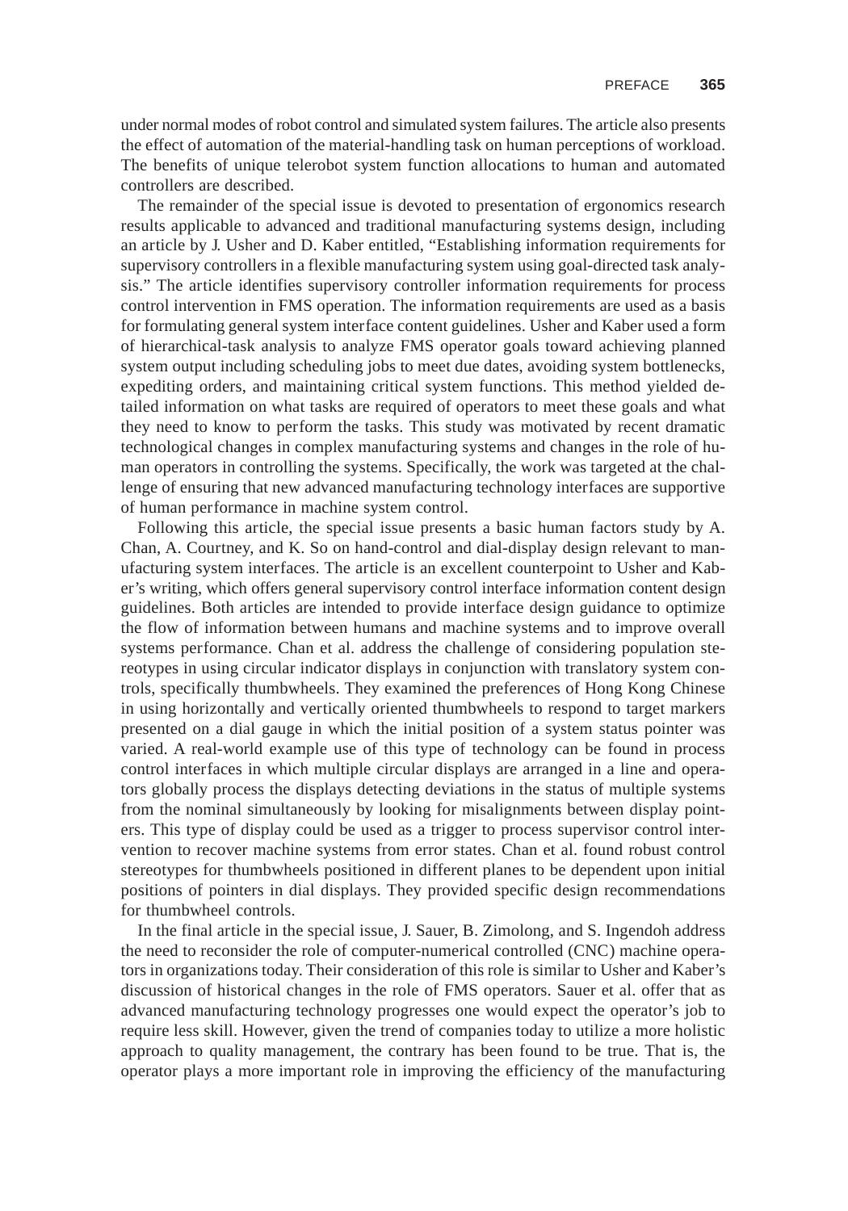under normal modes of robot control and simulated system failures. The article also presents the effect of automation of the material-handling task on human perceptions of workload. The benefits of unique telerobot system function allocations to human and automated controllers are described.

The remainder of the special issue is devoted to presentation of ergonomics research results applicable to advanced and traditional manufacturing systems design, including an article by J. Usher and D. Kaber entitled, "Establishing information requirements for supervisory controllers in a flexible manufacturing system using goal-directed task analysis." The article identifies supervisory controller information requirements for process control intervention in FMS operation. The information requirements are used as a basis for formulating general system interface content guidelines. Usher and Kaber used a form of hierarchical-task analysis to analyze FMS operator goals toward achieving planned system output including scheduling jobs to meet due dates, avoiding system bottlenecks, expediting orders, and maintaining critical system functions. This method yielded detailed information on what tasks are required of operators to meet these goals and what they need to know to perform the tasks. This study was motivated by recent dramatic technological changes in complex manufacturing systems and changes in the role of human operators in controlling the systems. Specifically, the work was targeted at the challenge of ensuring that new advanced manufacturing technology interfaces are supportive of human performance in machine system control.

Following this article, the special issue presents a basic human factors study by A. Chan, A. Courtney, and K. So on hand-control and dial-display design relevant to manufacturing system interfaces. The article is an excellent counterpoint to Usher and Kaber's writing, which offers general supervisory control interface information content design guidelines. Both articles are intended to provide interface design guidance to optimize the flow of information between humans and machine systems and to improve overall systems performance. Chan et al. address the challenge of considering population stereotypes in using circular indicator displays in conjunction with translatory system controls, specifically thumbwheels. They examined the preferences of Hong Kong Chinese in using horizontally and vertically oriented thumbwheels to respond to target markers presented on a dial gauge in which the initial position of a system status pointer was varied. A real-world example use of this type of technology can be found in process control interfaces in which multiple circular displays are arranged in a line and operators globally process the displays detecting deviations in the status of multiple systems from the nominal simultaneously by looking for misalignments between display pointers. This type of display could be used as a trigger to process supervisor control intervention to recover machine systems from error states. Chan et al. found robust control stereotypes for thumbwheels positioned in different planes to be dependent upon initial positions of pointers in dial displays. They provided specific design recommendations for thumbwheel controls.

In the final article in the special issue, J. Sauer, B. Zimolong, and S. Ingendoh address the need to reconsider the role of computer-numerical controlled (CNC) machine operators in organizations today. Their consideration of this role is similar to Usher and Kaber's discussion of historical changes in the role of FMS operators. Sauer et al. offer that as advanced manufacturing technology progresses one would expect the operator's job to require less skill. However, given the trend of companies today to utilize a more holistic approach to quality management, the contrary has been found to be true. That is, the operator plays a more important role in improving the efficiency of the manufacturing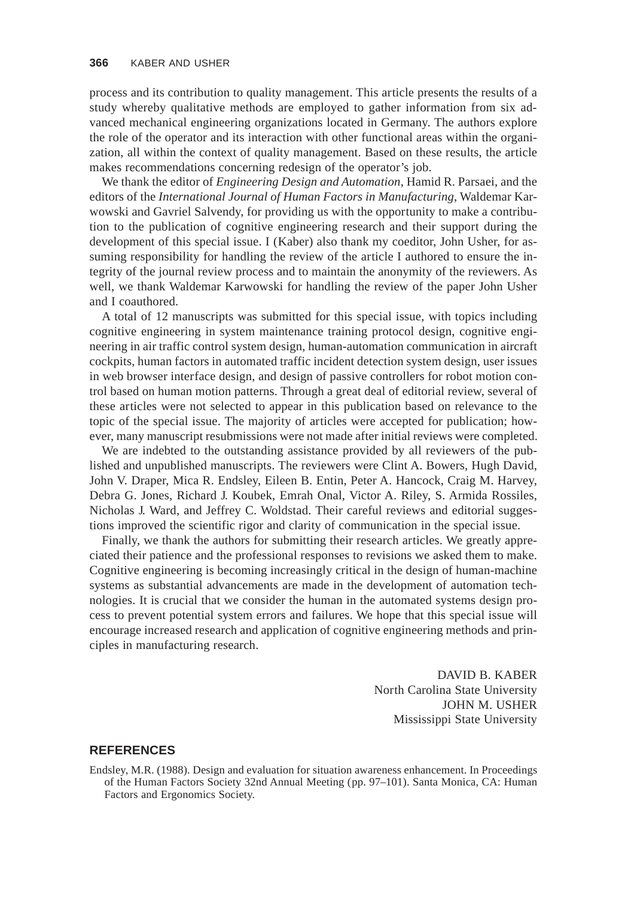process and its contribution to quality management. This article presents the results of a study whereby qualitative methods are employed to gather information from six advanced mechanical engineering organizations located in Germany. The authors explore the role of the operator and its interaction with other functional areas within the organization, all within the context of quality management. Based on these results, the article makes recommendations concerning redesign of the operator's job.

We thank the editor of *Engineering Design and Automation*, Hamid R. Parsaei, and the editors of the *International Journal of Human Factors in Manufacturing*, Waldemar Karwowski and Gavriel Salvendy, for providing us with the opportunity to make a contribution to the publication of cognitive engineering research and their support during the development of this special issue. I (Kaber) also thank my coeditor, John Usher, for assuming responsibility for handling the review of the article I authored to ensure the integrity of the journal review process and to maintain the anonymity of the reviewers. As well, we thank Waldemar Karwowski for handling the review of the paper John Usher and I coauthored.

A total of 12 manuscripts was submitted for this special issue, with topics including cognitive engineering in system maintenance training protocol design, cognitive engineering in air traffic control system design, human-automation communication in aircraft cockpits, human factors in automated traffic incident detection system design, user issues in web browser interface design, and design of passive controllers for robot motion control based on human motion patterns. Through a great deal of editorial review, several of these articles were not selected to appear in this publication based on relevance to the topic of the special issue. The majority of articles were accepted for publication; however, many manuscript resubmissions were not made after initial reviews were completed.

We are indebted to the outstanding assistance provided by all reviewers of the published and unpublished manuscripts. The reviewers were Clint A. Bowers, Hugh David, John V. Draper, Mica R. Endsley, Eileen B. Entin, Peter A. Hancock, Craig M. Harvey, Debra G. Jones, Richard J. Koubek, Emrah Onal, Victor A. Riley, S. Armida Rossiles, Nicholas J. Ward, and Jeffrey C. Woldstad. Their careful reviews and editorial suggestions improved the scientific rigor and clarity of communication in the special issue.

Finally, we thank the authors for submitting their research articles. We greatly appreciated their patience and the professional responses to revisions we asked them to make. Cognitive engineering is becoming increasingly critical in the design of human-machine systems as substantial advancements are made in the development of automation technologies. It is crucial that we consider the human in the automated systems design process to prevent potential system errors and failures. We hope that this special issue will encourage increased research and application of cognitive engineering methods and principles in manufacturing research.

DAVID B. KABER
North Carolina State University
JOHN M. USHER
Mississippi State University

## REFERENCES

Endsley, M.R. (1988). Design and evaluation for situation awareness enhancement. In Proceedings of the Human Factors Society 32nd Annual Meeting (pp. 97–101). Santa Monica, CA: Human Factors and Ergonomics Society.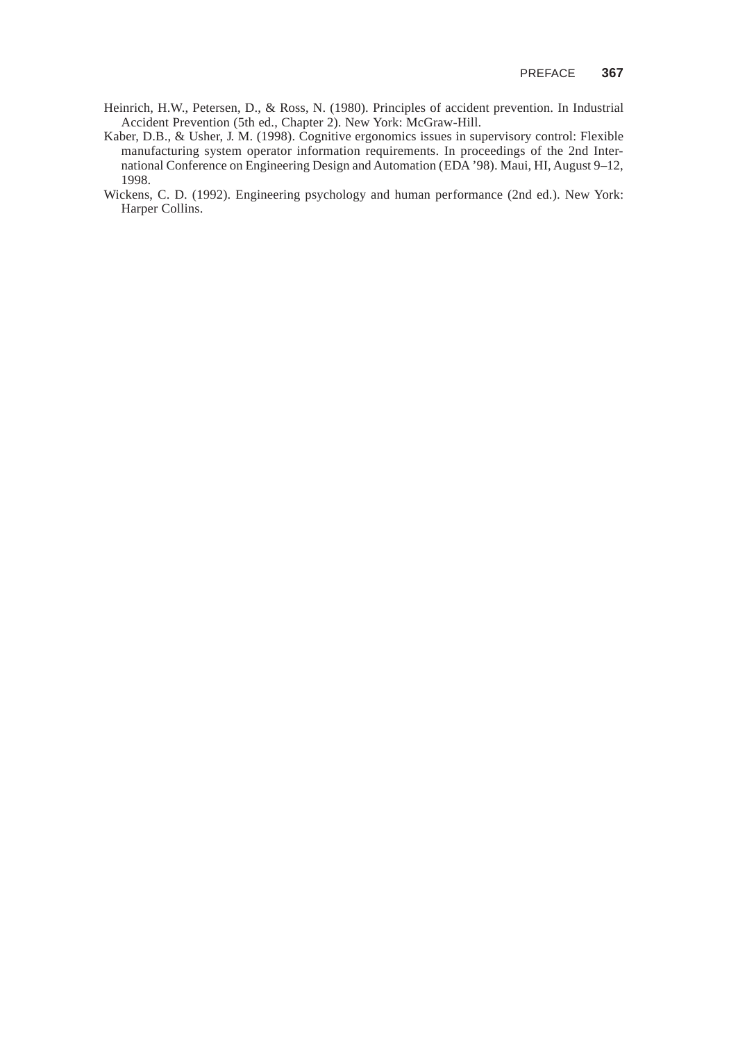Heinrich, H.W., Petersen, D., & Ross, N. (1980). Principles of accident prevention. In Industrial Accident Prevention (5th ed., Chapter 2). New York: McGraw-Hill.

Kaber, D.B., & Usher, J. M. (1998). Cognitive ergonomics issues in supervisory control: Flexible manufacturing system operator information requirements. In proceedings of the 2nd International Conference on Engineering Design and Automation (EDA '98). Maui, HI, August 9–12, 1998.

Wickens, C. D. (1992). Engineering psychology and human performance (2nd ed.). New York: Harper Collins.